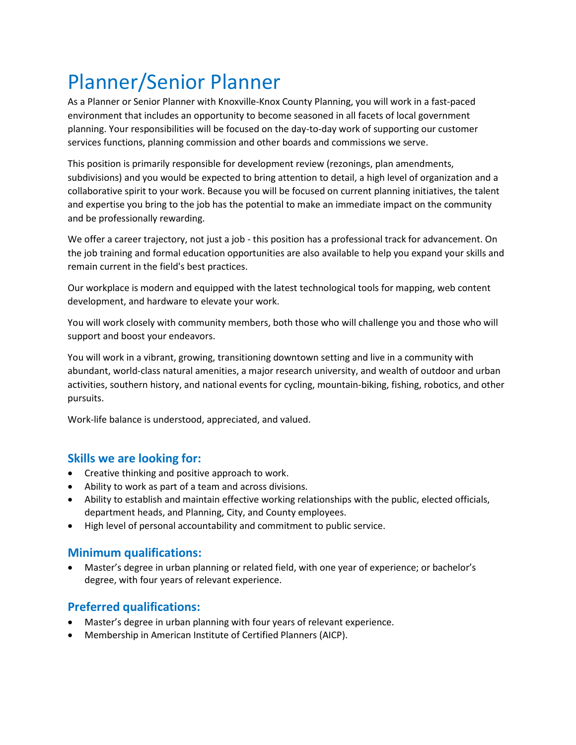# Planner/Senior Planner

As a Planner or Senior Planner with Knoxville-Knox County Planning, you will work in a fast-paced environment that includes an opportunity to become seasoned in all facets of local government planning. Your responsibilities will be focused on the day-to-day work of supporting our customer services functions, planning commission and other boards and commissions we serve.

This position is primarily responsible for development review (rezonings, plan amendments, subdivisions) and you would be expected to bring attention to detail, a high level of organization and a collaborative spirit to your work. Because you will be focused on current planning initiatives, the talent and expertise you bring to the job has the potential to make an immediate impact on the community and be professionally rewarding.

We offer a career trajectory, not just a job - this position has a professional track for advancement. On the job training and formal education opportunities are also available to help you expand your skills and remain current in the field's best practices.

Our workplace is modern and equipped with the latest technological tools for mapping, web content development, and hardware to elevate your work.

You will work closely with community members, both those who will challenge you and those who will support and boost your endeavors.

You will work in a vibrant, growing, transitioning downtown setting and live in a community with abundant, world-class natural amenities, a major research university, and wealth of outdoor and urban activities, southern history, and national events for cycling, mountain-biking, fishing, robotics, and other pursuits.

Work-life balance is understood, appreciated, and valued.

## Skills we are looking for:

- Creative thinking and positive approach to work.
- Ability to work as part of a team and across divisions.
- Ability to establish and maintain effective working relationships with the public, elected officials, department heads, and Planning, City, and County employees.
- High level of personal accountability and commitment to public service.

## Minimum qualifications:

- Master's degree in urban planning or related field, with one year of experience; or bachelor's degree, with four years of relevant experience.

## Preferred qualifications:

- Master's degree in urban planning with four years of relevant experience.
- Membership in American Institute of Certified Planners (AICP).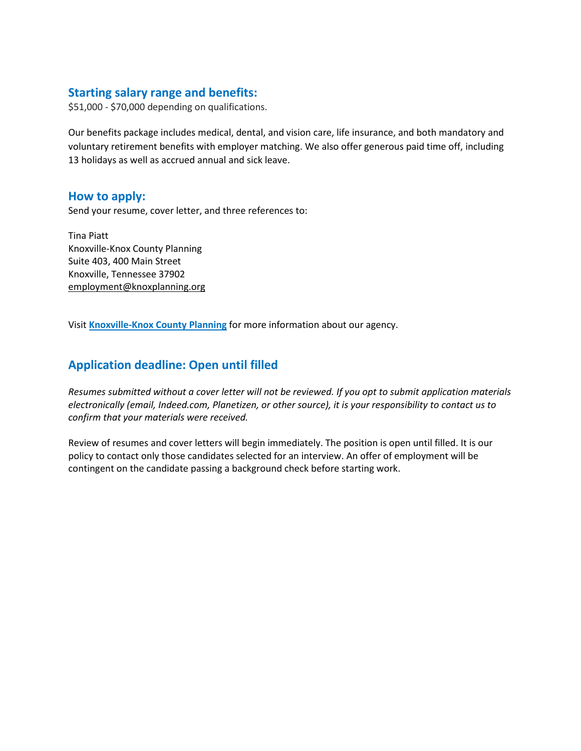## Starting salary range and benefits:

$51,000 - $70,000 depending on qualifications.

Our benefits package includes medical, dental, and vision care, life insurance, and both mandatory and voluntary retirement benefits with employer matching. We also offer generous paid time off, including 13 holidays as well as accrued annual and sick leave.

## How to apply:

Send your resume, cover letter, and three references to:

Tina Piatt
Knoxville-Knox County Planning
Suite 403, 400 Main Street
Knoxville, Tennessee 37902
employment@knoxplanning.org

Visit **Knoxville-Knox County Planning** for more information about our agency.

## Application deadline: Open until filled

*Resumes submitted without a cover letter will not be reviewed. If you opt to submit application materials electronically (email, Indeed.com, Planetizen, or other source), it is your responsibility to contact us to confirm that your materials were received.*

Review of resumes and cover letters will begin immediately. The position is open until filled. It is our policy to contact only those candidates selected for an interview. An offer of employment will be contingent on the candidate passing a background check before starting work.